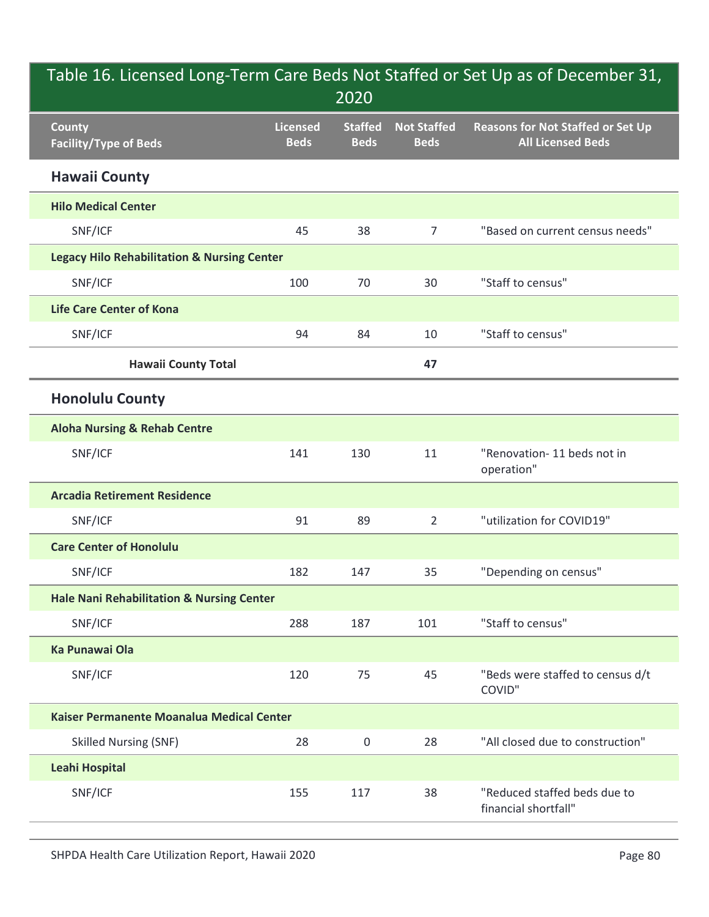## Table 16. Licensed Long-Term Care Beds Not Staffed or Set Up as of December 31, 2020

| County<br>Facility/Type of Beds | Licensed Beds | Staffed Beds | Not Staffed Beds | Reasons for Not Staffed or Set Up All Licensed Beds |
|---|---|---|---|---|
| **Hawaii County** | | | | |
| **Hilo Medical Center** | | | | |
| SNF/ICF | 45 | 38 | 7 | "Based on current census needs" |
| **Legacy Hilo Rehabilitation & Nursing Center** | | | | |
| SNF/ICF | 100 | 70 | 30 | "Staff to census" |
| **Life Care Center of Kona** | | | | |
| SNF/ICF | 94 | 84 | 10 | "Staff to census" |
| **Hawaii County Total** | | | **47** | |
| **Honolulu County** | | | | |
| **Aloha Nursing & Rehab Centre** | | | | |
| SNF/ICF | 141 | 130 | 11 | "Renovation- 11 beds not in operation" |
| **Arcadia Retirement Residence** | | | | |
| SNF/ICF | 91 | 89 | 2 | "utilization for COVID19" |
| **Care Center of Honolulu** | | | | |
| SNF/ICF | 182 | 147 | 35 | "Depending on census" |
| **Hale Nani Rehabilitation & Nursing Center** | | | | |
| SNF/ICF | 288 | 187 | 101 | "Staff to census" |
| **Ka Punawai Ola** | | | | |
| SNF/ICF | 120 | 75 | 45 | "Beds were staffed to census d/t COVID" |
| **Kaiser Permanente Moanalua Medical Center** | | | | |
| Skilled Nursing (SNF) | 28 | 0 | 28 | "All closed due to construction" |
| **Leahi Hospital** | | | | |
| SNF/ICF | 155 | 117 | 38 | "Reduced staffed beds due to financial shortfall" |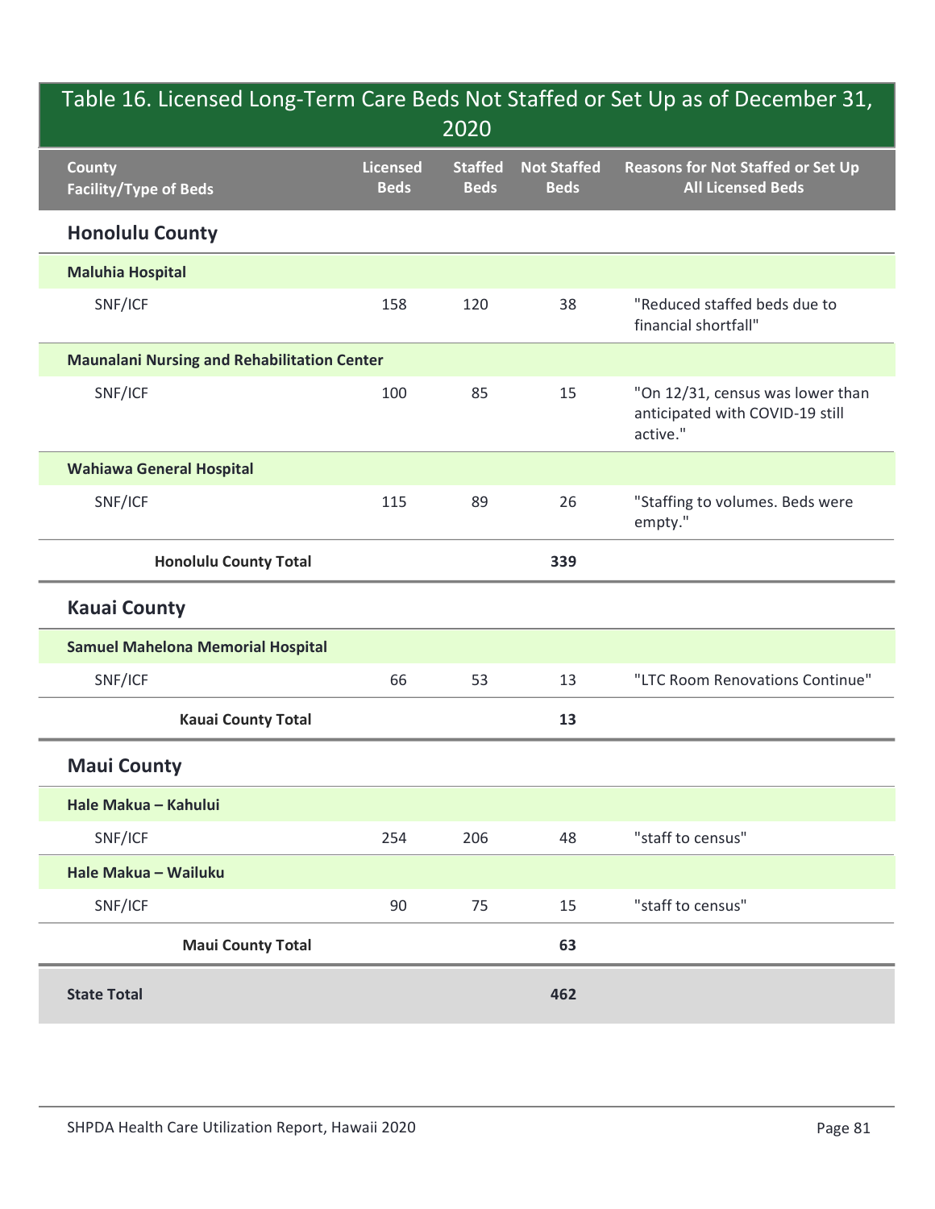## Table 16. Licensed Long-Term Care Beds Not Staffed or Set Up as of December 31, 2020

| County<br>Facility/Type of Beds | Licensed Beds | Staffed Beds | Not Staffed Beds | Reasons for Not Staffed or Set Up All Licensed Beds |
|---|---|---|---|---|
| **Honolulu County** | | | | |
| **Maluhia Hospital** | | | | |
| SNF/ICF | 158 | 120 | 38 | "Reduced staffed beds due to financial shortfall" |
| **Maunalani Nursing and Rehabilitation Center** | | | | |
| SNF/ICF | 100 | 85 | 15 | "On 12/31, census was lower than anticipated with COVID-19 still active." |
| **Wahiawa General Hospital** | | | | |
| SNF/ICF | 115 | 89 | 26 | "Staffing to volumes. Beds were empty." |
| **Honolulu County Total** | | | **339** | |
| **Kauai County** | | | | |
| **Samuel Mahelona Memorial Hospital** | | | | |
| SNF/ICF | 66 | 53 | 13 | "LTC Room Renovations Continue" |
| **Kauai County Total** | | | **13** | |
| **Maui County** | | | | |
| **Hale Makua – Kahului** | | | | |
| SNF/ICF | 254 | 206 | 48 | "staff to census" |
| **Hale Makua – Wailuku** | | | | |
| SNF/ICF | 90 | 75 | 15 | "staff to census" |
| **Maui County Total** | | | **63** | |
| **State Total** | | | **462** | |